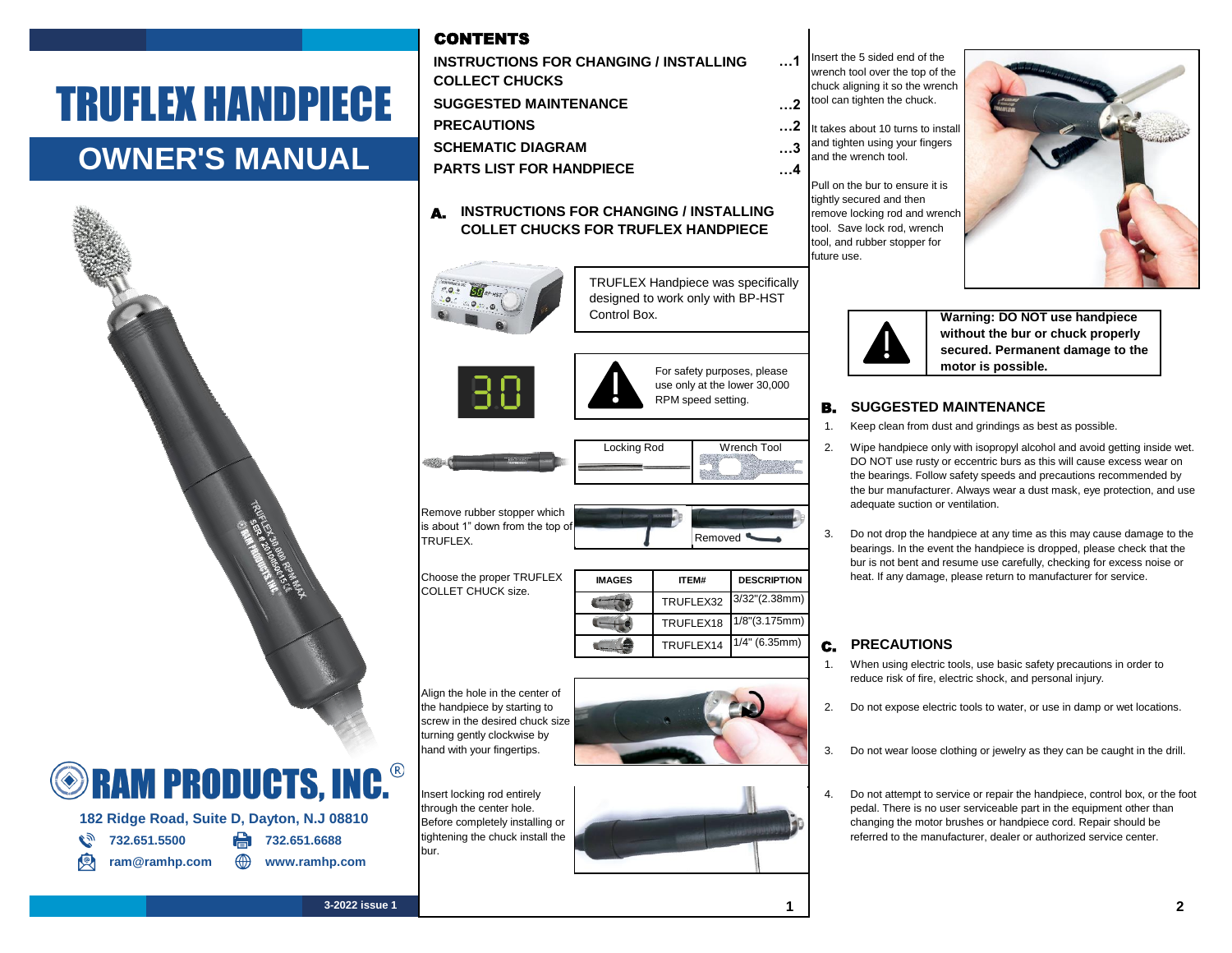# TRUFLEX HANDPIECE

## OWNER'S MANUAL

**RAM PRODUCTS, INC.®**

182 Ridge Road, Suite D, Dayton, N.J 08810

732.651.5500 | 732.651.6688

ram@ramhp.com | www.ramhp.com

3-2022 issue 1

## CONTENTS

| | |
|---|---|
| INSTRUCTIONS FOR CHANGING / INSTALLING COLLECT CHUCKS | …1 |
| SUGGESTED MAINTENANCE | …2 |
| PRECAUTIONS | …2 |
| SCHEMATIC DIAGRAM | …3 |
| PARTS LIST FOR HANDPIECE | …4 |

## A. INSTRUCTIONS FOR CHANGING / INSTALLING COLLET CHUCKS FOR TRUFLEX HANDPIECE

TRUFLEX Handpiece was specifically designed to work only with BP-HST Control Box.

For safety purposes, please use only at the lower 30,000 RPM speed setting.

| Locking Rod | Wrench Tool |
|---|---|

Remove rubber stopper which is about 1" down from the top of TRUFLEX.

Removed

Choose the proper TRUFLEX COLLET CHUCK size.

| IMAGES | ITEM# | DESCRIPTION |
|---|---|---|
| | TRUFLEX32 | 3/32"(2.38mm) |
| | TRUFLEX18 | 1/8"(3.175mm) |
| | TRUFLEX14 | 1/4" (6.35mm) |

Align the hole in the center of the handpiece by starting to screw in the desired chuck size turning gently clockwise by hand with your fingertips.

Insert locking rod entirely through the center hole. Before completely installing or tightening the chuck install the bur.

Insert the 5 sided end of the wrench tool over the top of the chuck aligning it so the wrench tool can tighten the chuck.

It takes about 10 turns to install and tighten using your fingers and the wrench tool.

Pull on the bur to ensure it is tightly secured and then remove locking rod and wrench tool. Save lock rod, wrench tool, and rubber stopper for future use.

**Warning: DO NOT use handpiece without the bur or chuck properly secured. Permanent damage to the motor is possible.**

## B. SUGGESTED MAINTENANCE

1. Keep clean from dust and grindings as best as possible.
2. Wipe handpiece only with isopropyl alcohol and avoid getting inside wet. DO NOT use rusty or eccentric burs as this will cause excess wear on the bearings. Follow safety speeds and precautions recommended by the bur manufacturer. Always wear a dust mask, eye protection, and use adequate suction or ventilation.
3. Do not drop the handpiece at any time as this may cause damage to the bearings. In the event the handpiece is dropped, please check that the bur is not bent and resume use carefully, checking for excess noise or heat. If any damage, please return to manufacturer for service.

## C. PRECAUTIONS

1. When using electric tools, use basic safety precautions in order to reduce risk of fire, electric shock, and personal injury.
2. Do not expose electric tools to water, or use in damp or wet locations.
3. Do not wear loose clothing or jewelry as they can be caught in the drill.
4. Do not attempt to service or repair the handpiece, control box, or the foot pedal. There is no user serviceable part in the equipment other than changing the motor brushes or handpiece cord. Repair should be referred to the manufacturer, dealer or authorized service center.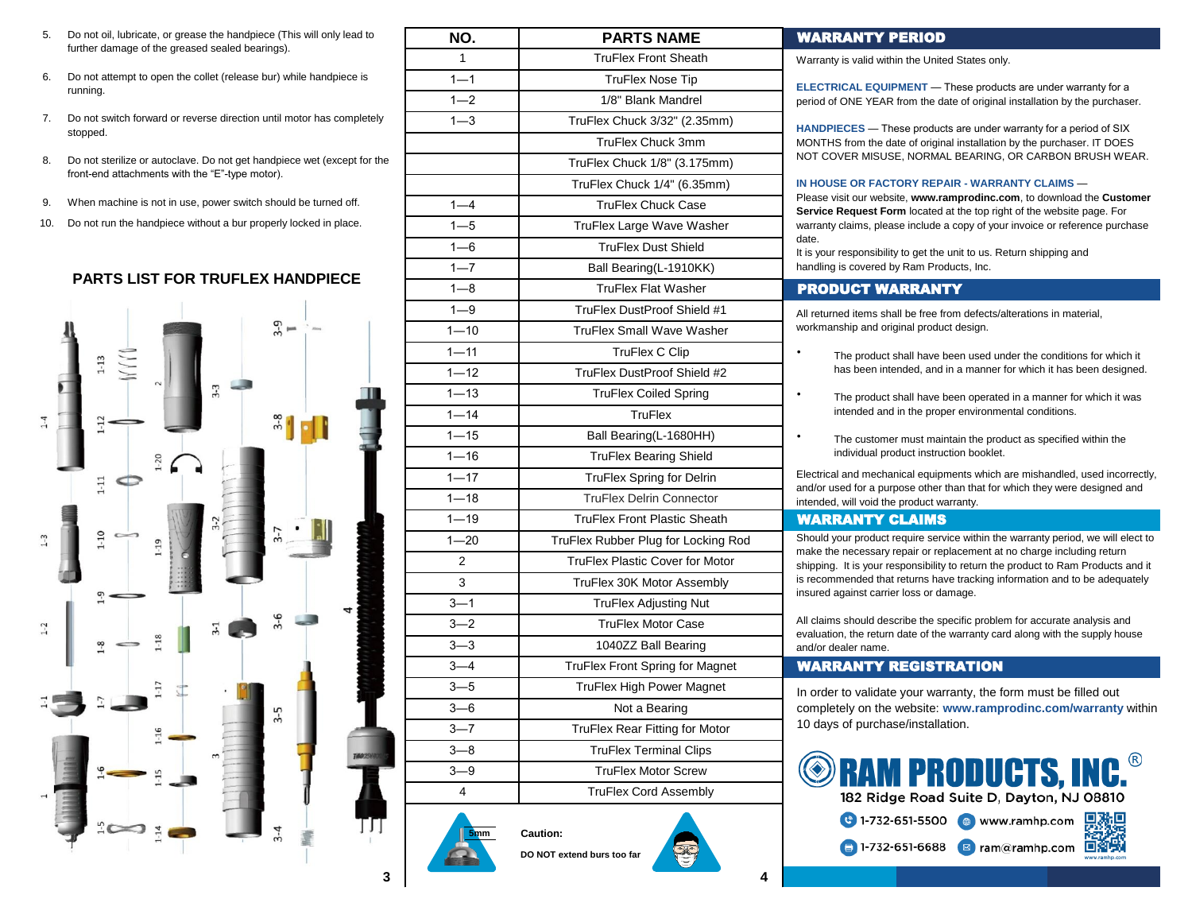5. Do not oil, lubricate, or grease the handpiece (This will only lead to further damage of the greased sealed bearings).
6. Do not attempt to open the collet (release bur) while handpiece is running.
7. Do not switch forward or reverse direction until motor has completely stopped.
8. Do not sterilize or autoclave. Do not get handpiece wet (except for the front-end attachments with the "E"-type motor).
9. When machine is not in use, power switch should be turned off.
10. Do not run the handpiece without a bur properly locked in place.

## PARTS LIST FOR TRUFLEX HANDPIECE

| NO. | PARTS NAME |
|---|---|
| 1 | TruFlex Front Sheath |
| 1—1 | TruFlex Nose Tip |
| 1—2 | 1/8" Blank Mandrel |
| 1—3 | TruFlex Chuck 3/32" (2.35mm) |
| | TruFlex Chuck 3mm |
| | TruFlex Chuck 1/8" (3.175mm) |
| | TruFlex Chuck 1/4" (6.35mm) |
| 1—4 | TruFlex Chuck Case |
| 1—5 | TruFlex Large Wave Washer |
| 1—6 | TruFlex Dust Shield |
| 1—7 | Ball Bearing(L-1910KK) |
| 1—8 | TruFlex Flat Washer |
| 1—9 | TruFlex DustProof Shield #1 |
| 1—10 | TruFlex Small Wave Washer |
| 1—11 | TruFlex C Clip |
| 1—12 | TruFlex DustProof Shield #2 |
| 1—13 | TruFlex Coiled Spring |
| 1—14 | TruFlex |
| 1—15 | Ball Bearing(L-1680HH) |
| 1—16 | TruFlex Bearing Shield |
| 1—17 | TruFlex Spring for Delrin |
| 1—18 | TruFlex Delrin Connector |
| 1—19 | TruFlex Front Plastic Sheath |
| 1—20 | TruFlex Rubber Plug for Locking Rod |
| 2 | TruFlex Plastic Cover for Motor |
| 3 | TruFlex 30K Motor Assembly |
| 3—1 | TruFlex Adjusting Nut |
| 3—2 | TruFlex Motor Case |
| 3—3 | 1040ZZ Ball Bearing |
| 3—4 | TruFlex Front Spring for Magnet |
| 3—5 | TruFlex High Power Magnet |
| 3—6 | Not a Bearing |
| 3—7 | TruFlex Rear Fitting for Motor |
| 3—8 | TruFlex Terminal Clips |
| 3—9 | TruFlex Motor Screw |
| 4 | TruFlex Cord Assembly |

5mm

**Caution:**

**DO NOT extend burs too far**

## WARRANTY PERIOD

Warranty is valid within the United States only.

**ELECTRICAL EQUIPMENT** — These products are under warranty for a period of ONE YEAR from the date of original installation by the purchaser.

**HANDPIECES** — These products are under warranty for a period of SIX MONTHS from the date of original installation by the purchaser. IT DOES NOT COVER MISUSE, NORMAL BEARING, OR CARBON BRUSH WEAR.

**IN HOUSE OR FACTORY REPAIR - WARRANTY CLAIMS** —
Please visit our website, **www.ramprodinc.com**, to download the **Customer Service Request Form** located at the top right of the website page. For warranty claims, please include a copy of your invoice or reference purchase date.
It is your responsibility to get the unit to us. Return shipping and handling is covered by Ram Products, Inc.

## PRODUCT WARRANTY

All returned items shall be free from defects/alterations in material, workmanship and original product design.

- The product shall have been used under the conditions for which it has been intended, and in a manner for which it has been designed.
- The product shall have been operated in a manner for which it was intended and in the proper environmental conditions.
- The customer must maintain the product as specified within the individual product instruction booklet.

Electrical and mechanical equipments which are mishandled, used incorrectly, and/or used for a purpose other than that for which they were designed and intended, will void the product warranty.

## WARRANTY CLAIMS

Should your product require service within the warranty period, we will elect to make the necessary repair or replacement at no charge including return shipping. It is your responsibility to return the product to Ram Products and it is recommended that returns have tracking information and to be adequately insured against carrier loss or damage.

All claims should describe the specific problem for accurate analysis and evaluation, the return date of the warranty card along with the supply house and/or dealer name.

## WARRANTY REGISTRATION

In order to validate your warranty, the form must be filled out completely on the website: **www.ramprodinc.com/warranty** within 10 days of purchase/installation.

**RAM PRODUCTS, INC.®**
182 Ridge Road Suite D, Dayton, NJ 08810
1-732-651-5500 www.ramhp.com
1-732-651-6688 ram@ramhp.com